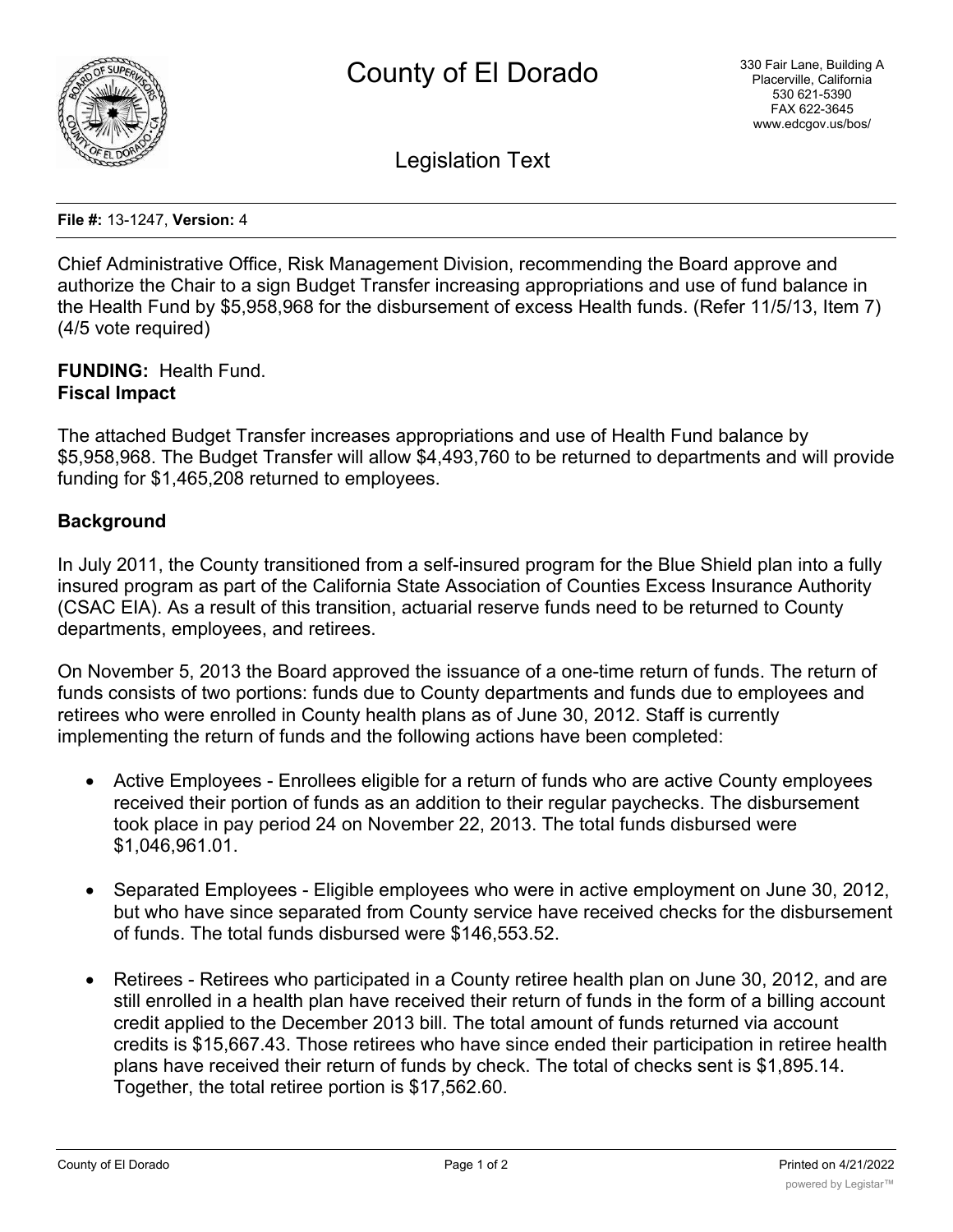# County of El Dorado

330 Fair Lane, Building A
Placerville, California
530 621-5390
FAX 622-3645
www.edcgov.us/bos/

## Legislation Text

**File #:** 13-1247, **Version:** 4

Chief Administrative Office, Risk Management Division, recommending the Board approve and authorize the Chair to a sign Budget Transfer increasing appropriations and use of fund balance in the Health Fund by $5,958,968 for the disbursement of excess Health funds. (Refer 11/5/13, Item 7) (4/5 vote required)

**FUNDING:** Health Fund.
**Fiscal Impact**

The attached Budget Transfer increases appropriations and use of Health Fund balance by $5,958,968. The Budget Transfer will allow $4,493,760 to be returned to departments and will provide funding for $1,465,208 returned to employees.

**Background**

In July 2011, the County transitioned from a self-insured program for the Blue Shield plan into a fully insured program as part of the California State Association of Counties Excess Insurance Authority (CSAC EIA). As a result of this transition, actuarial reserve funds need to be returned to County departments, employees, and retirees.

On November 5, 2013 the Board approved the issuance of a one-time return of funds. The return of funds consists of two portions: funds due to County departments and funds due to employees and retirees who were enrolled in County health plans as of June 30, 2012. Staff is currently implementing the return of funds and the following actions have been completed:

- Active Employees - Enrollees eligible for a return of funds who are active County employees received their portion of funds as an addition to their regular paychecks. The disbursement took place in pay period 24 on November 22, 2013. The total funds disbursed were $1,046,961.01.

- Separated Employees - Eligible employees who were in active employment on June 30, 2012, but who have since separated from County service have received checks for the disbursement of funds. The total funds disbursed were $146,553.52.

- Retirees - Retirees who participated in a County retiree health plan on June 30, 2012, and are still enrolled in a health plan have received their return of funds in the form of a billing account credit applied to the December 2013 bill. The total amount of funds returned via account credits is $15,667.43. Those retirees who have since ended their participation in retiree health plans have received their return of funds by check. The total of checks sent is $1,895.14. Together, the total retiree portion is $17,562.60.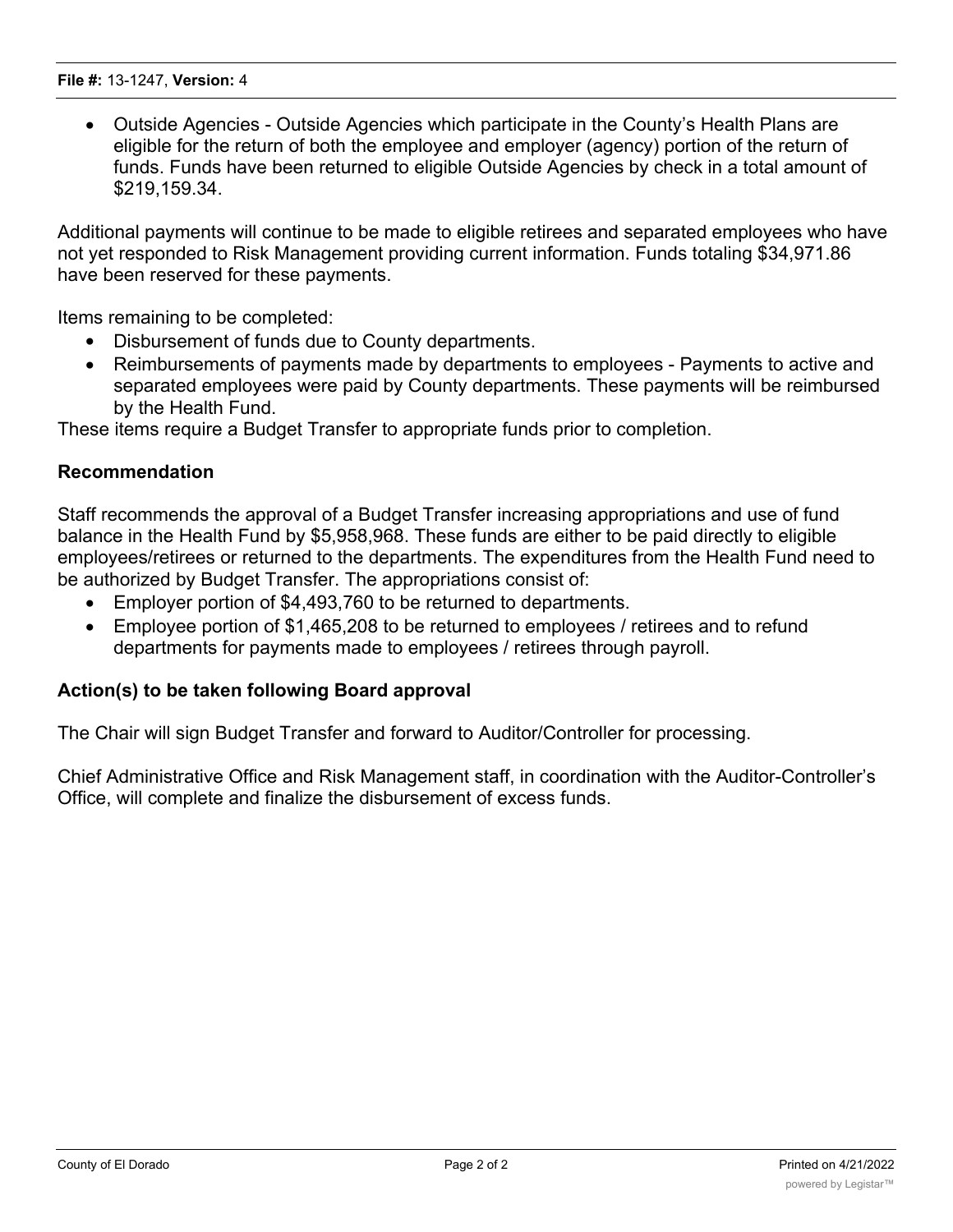- Outside Agencies - Outside Agencies which participate in the County's Health Plans are eligible for the return of both the employee and employer (agency) portion of the return of funds. Funds have been returned to eligible Outside Agencies by check in a total amount of $219,159.34.

Additional payments will continue to be made to eligible retirees and separated employees who have not yet responded to Risk Management providing current information. Funds totaling $34,971.86 have been reserved for these payments.

Items remaining to be completed:

- Disbursement of funds due to County departments.
- Reimbursements of payments made by departments to employees - Payments to active and separated employees were paid by County departments. These payments will be reimbursed by the Health Fund.

These items require a Budget Transfer to appropriate funds prior to completion.

## Recommendation

Staff recommends the approval of a Budget Transfer increasing appropriations and use of fund balance in the Health Fund by $5,958,968. These funds are either to be paid directly to eligible employees/retirees or returned to the departments. The expenditures from the Health Fund need to be authorized by Budget Transfer. The appropriations consist of:

- Employer portion of $4,493,760 to be returned to departments.
- Employee portion of $1,465,208 to be returned to employees / retirees and to refund departments for payments made to employees / retirees through payroll.

## Action(s) to be taken following Board approval

The Chair will sign Budget Transfer and forward to Auditor/Controller for processing.

Chief Administrative Office and Risk Management staff, in coordination with the Auditor-Controller's Office, will complete and finalize the disbursement of excess funds.